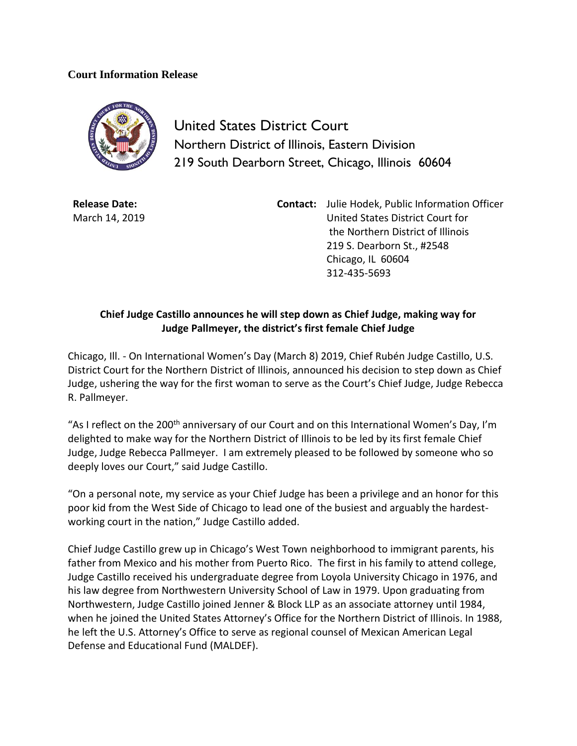**Court Information Release**

United States District Court
Northern District of Illinois, Eastern Division
219 South Dearborn Street, Chicago, Illinois 60604

**Release Date:**
March 14, 2019

**Contact:** Julie Hodek, Public Information Officer
United States District Court for
the Northern District of Illinois
219 S. Dearborn St., #2548
Chicago, IL 60604
312-435-5693

**Chief Judge Castillo announces he will step down as Chief Judge, making way for Judge Pallmeyer, the district's first female Chief Judge**

Chicago, Ill. - On International Women's Day (March 8) 2019, Chief Rubén Judge Castillo, U.S. District Court for the Northern District of Illinois, announced his decision to step down as Chief Judge, ushering the way for the first woman to serve as the Court's Chief Judge, Judge Rebecca R. Pallmeyer.

"As I reflect on the 200th anniversary of our Court and on this International Women's Day, I'm delighted to make way for the Northern District of Illinois to be led by its first female Chief Judge, Judge Rebecca Pallmeyer. I am extremely pleased to be followed by someone who so deeply loves our Court," said Judge Castillo.

"On a personal note, my service as your Chief Judge has been a privilege and an honor for this poor kid from the West Side of Chicago to lead one of the busiest and arguably the hardest-working court in the nation," Judge Castillo added.

Chief Judge Castillo grew up in Chicago's West Town neighborhood to immigrant parents, his father from Mexico and his mother from Puerto Rico. The first in his family to attend college, Judge Castillo received his undergraduate degree from Loyola University Chicago in 1976, and his law degree from Northwestern University School of Law in 1979. Upon graduating from Northwestern, Judge Castillo joined Jenner & Block LLP as an associate attorney until 1984, when he joined the United States Attorney's Office for the Northern District of Illinois. In 1988, he left the U.S. Attorney's Office to serve as regional counsel of Mexican American Legal Defense and Educational Fund (MALDEF).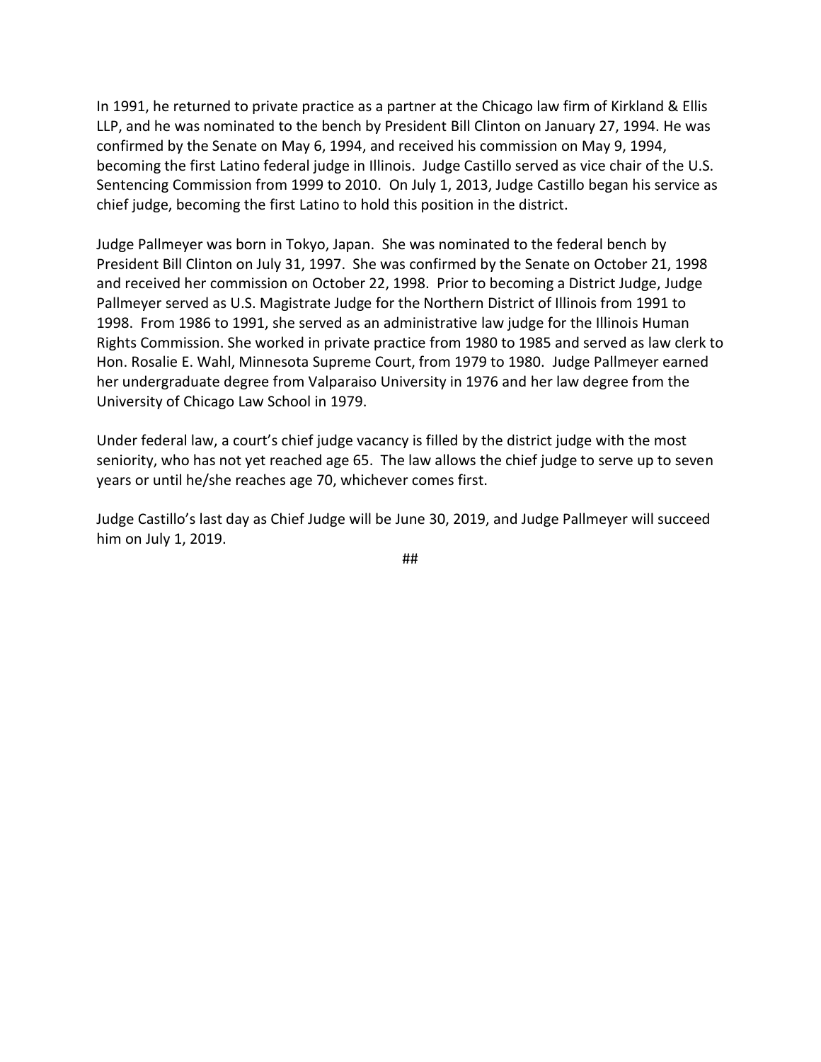In 1991, he returned to private practice as a partner at the Chicago law firm of Kirkland & Ellis LLP, and he was nominated to the bench by President Bill Clinton on January 27, 1994. He was confirmed by the Senate on May 6, 1994, and received his commission on May 9, 1994, becoming the first Latino federal judge in Illinois. Judge Castillo served as vice chair of the U.S. Sentencing Commission from 1999 to 2010. On July 1, 2013, Judge Castillo began his service as chief judge, becoming the first Latino to hold this position in the district.

Judge Pallmeyer was born in Tokyo, Japan. She was nominated to the federal bench by President Bill Clinton on July 31, 1997. She was confirmed by the Senate on October 21, 1998 and received her commission on October 22, 1998. Prior to becoming a District Judge, Judge Pallmeyer served as U.S. Magistrate Judge for the Northern District of Illinois from 1991 to 1998. From 1986 to 1991, she served as an administrative law judge for the Illinois Human Rights Commission. She worked in private practice from 1980 to 1985 and served as law clerk to Hon. Rosalie E. Wahl, Minnesota Supreme Court, from 1979 to 1980. Judge Pallmeyer earned her undergraduate degree from Valparaiso University in 1976 and her law degree from the University of Chicago Law School in 1979.

Under federal law, a court's chief judge vacancy is filled by the district judge with the most seniority, who has not yet reached age 65. The law allows the chief judge to serve up to seven years or until he/she reaches age 70, whichever comes first.

Judge Castillo's last day as Chief Judge will be June 30, 2019, and Judge Pallmeyer will succeed him on July 1, 2019.

##